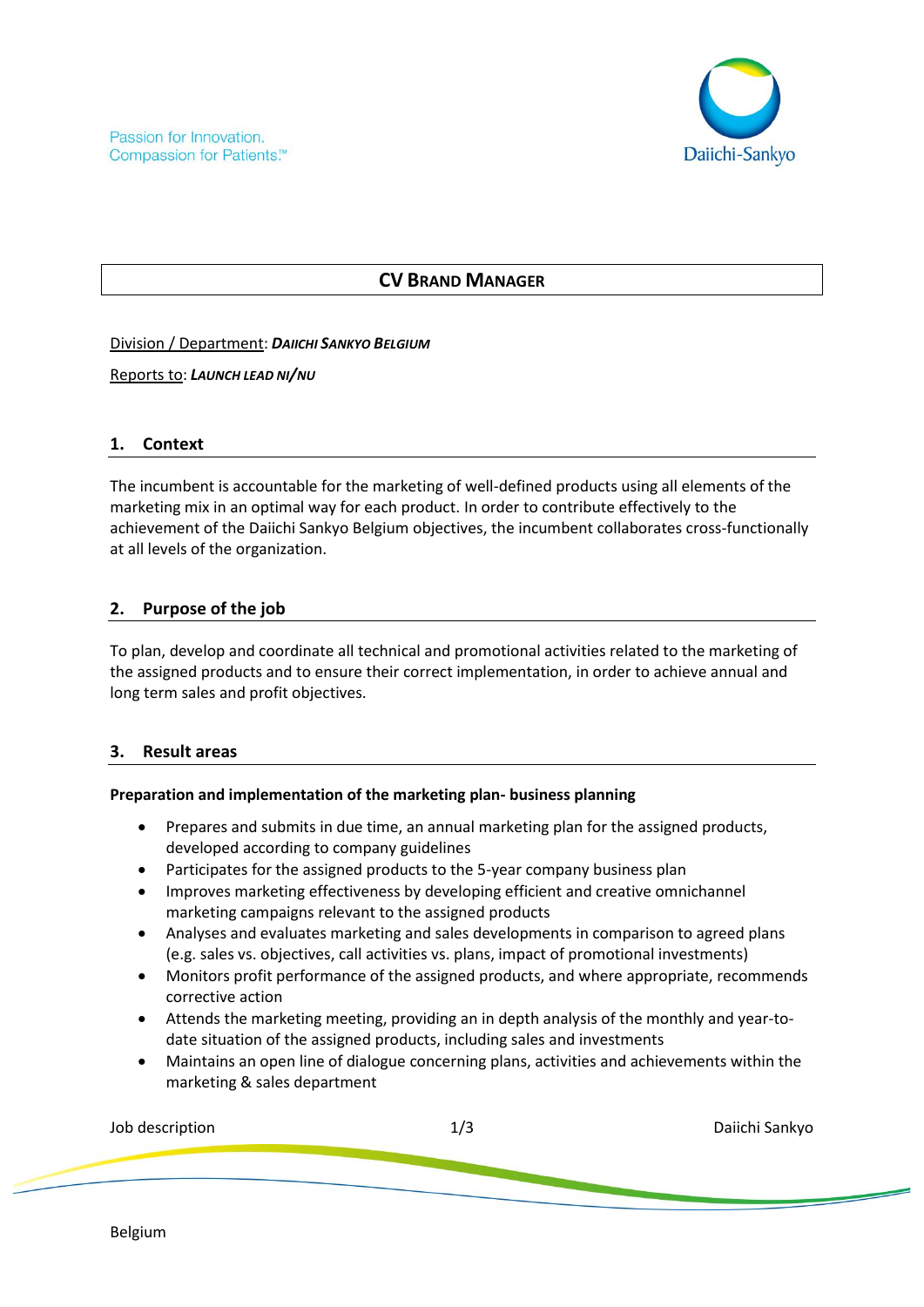# CV Brand Manager

Division / Department: ***Daiichi Sankyo Belgium***

Reports to: ***Launch lead NI/NU***

## 1. Context

The incumbent is accountable for the marketing of well-defined products using all elements of the marketing mix in an optimal way for each product. In order to contribute effectively to the achievement of the Daiichi Sankyo Belgium objectives, the incumbent collaborates cross-functionally at all levels of the organization.

## 2. Purpose of the job

To plan, develop and coordinate all technical and promotional activities related to the marketing of the assigned products and to ensure their correct implementation, in order to achieve annual and long term sales and profit objectives.

## 3. Result areas

**Preparation and implementation of the marketing plan- business planning**

- Prepares and submits in due time, an annual marketing plan for the assigned products, developed according to company guidelines
- Participates for the assigned products to the 5-year company business plan
- Improves marketing effectiveness by developing efficient and creative omnichannel marketing campaigns relevant to the assigned products
- Analyses and evaluates marketing and sales developments in comparison to agreed plans (e.g. sales vs. objectives, call activities vs. plans, impact of promotional investments)
- Monitors profit performance of the assigned products, and where appropriate, recommends corrective action
- Attends the marketing meeting, providing an in depth analysis of the monthly and year-to-date situation of the assigned products, including sales and investments
- Maintains an open line of dialogue concerning plans, activities and achievements within the marketing & sales department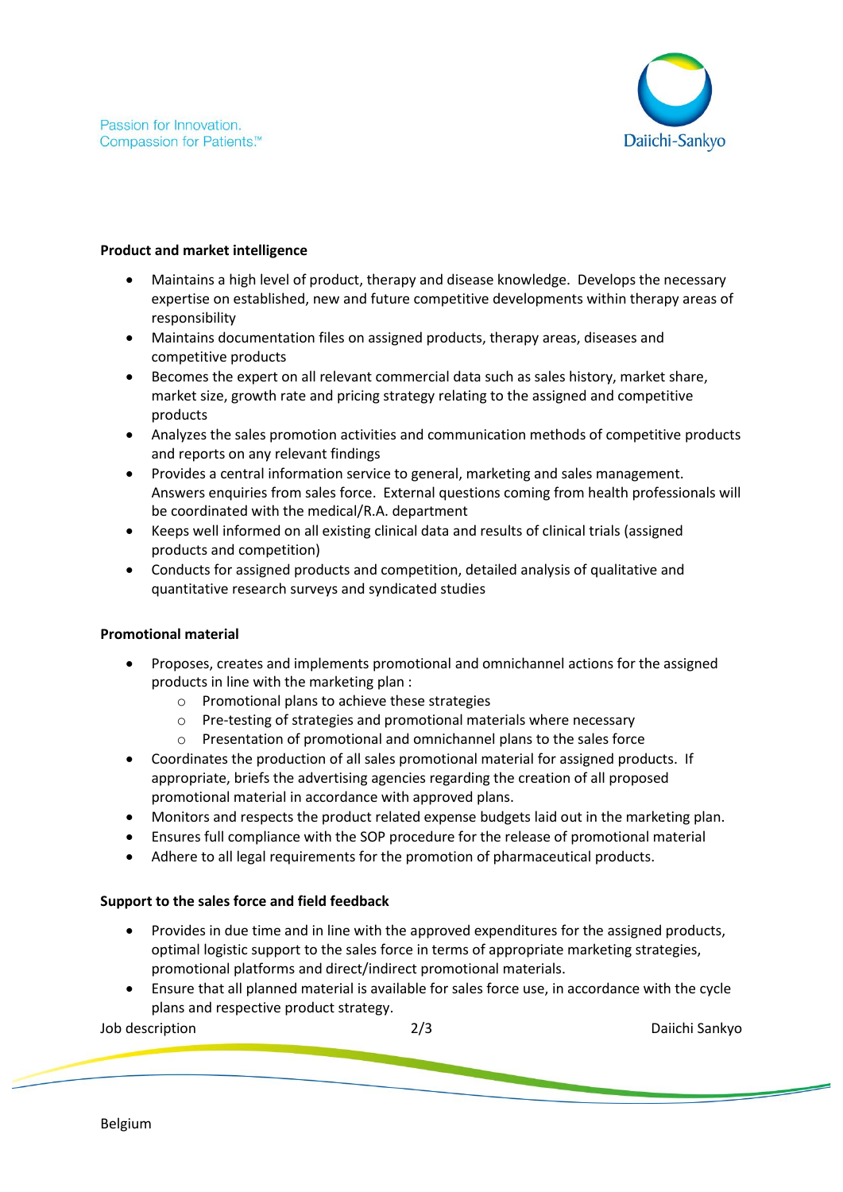**Product and market intelligence**

- Maintains a high level of product, therapy and disease knowledge. Develops the necessary expertise on established, new and future competitive developments within therapy areas of responsibility
- Maintains documentation files on assigned products, therapy areas, diseases and competitive products
- Becomes the expert on all relevant commercial data such as sales history, market share, market size, growth rate and pricing strategy relating to the assigned and competitive products
- Analyzes the sales promotion activities and communication methods of competitive products and reports on any relevant findings
- Provides a central information service to general, marketing and sales management. Answers enquiries from sales force. External questions coming from health professionals will be coordinated with the medical/R.A. department
- Keeps well informed on all existing clinical data and results of clinical trials (assigned products and competition)
- Conducts for assigned products and competition, detailed analysis of qualitative and quantitative research surveys and syndicated studies

**Promotional material**

- Proposes, creates and implements promotional and omnichannel actions for the assigned products in line with the marketing plan :
    - Promotional plans to achieve these strategies
    - Pre-testing of strategies and promotional materials where necessary
    - Presentation of promotional and omnichannel plans to the sales force
- Coordinates the production of all sales promotional material for assigned products. If appropriate, briefs the advertising agencies regarding the creation of all proposed promotional material in accordance with approved plans.
- Monitors and respects the product related expense budgets laid out in the marketing plan.
- Ensures full compliance with the SOP procedure for the release of promotional material
- Adhere to all legal requirements for the promotion of pharmaceutical products.

**Support to the sales force and field feedback**

- Provides in due time and in line with the approved expenditures for the assigned products, optimal logistic support to the sales force in terms of appropriate marketing strategies, promotional platforms and direct/indirect promotional materials.
- Ensure that all planned material is available for sales force use, in accordance with the cycle plans and respective product strategy.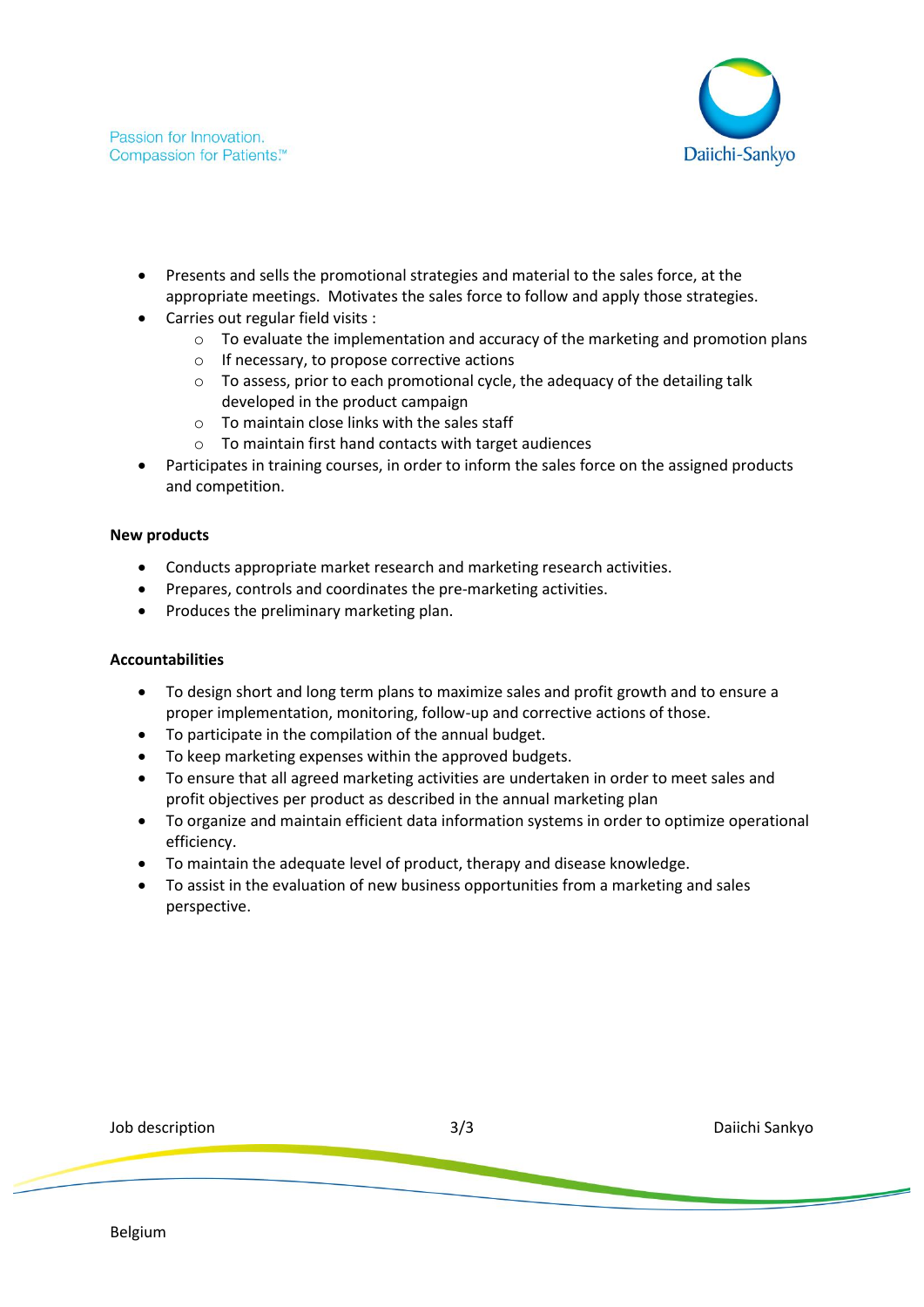- Presents and sells the promotional strategies and material to the sales force, at the appropriate meetings. Motivates the sales force to follow and apply those strategies.
- Carries out regular field visits :
  - To evaluate the implementation and accuracy of the marketing and promotion plans
  - If necessary, to propose corrective actions
  - To assess, prior to each promotional cycle, the adequacy of the detailing talk developed in the product campaign
  - To maintain close links with the sales staff
  - To maintain first hand contacts with target audiences
- Participates in training courses, in order to inform the sales force on the assigned products and competition.

**New products**

- Conducts appropriate market research and marketing research activities.
- Prepares, controls and coordinates the pre-marketing activities.
- Produces the preliminary marketing plan.

**Accountabilities**

- To design short and long term plans to maximize sales and profit growth and to ensure a proper implementation, monitoring, follow-up and corrective actions of those.
- To participate in the compilation of the annual budget.
- To keep marketing expenses within the approved budgets.
- To ensure that all agreed marketing activities are undertaken in order to meet sales and profit objectives per product as described in the annual marketing plan
- To organize and maintain efficient data information systems in order to optimize operational efficiency.
- To maintain the adequate level of product, therapy and disease knowledge.
- To assist in the evaluation of new business opportunities from a marketing and sales perspective.